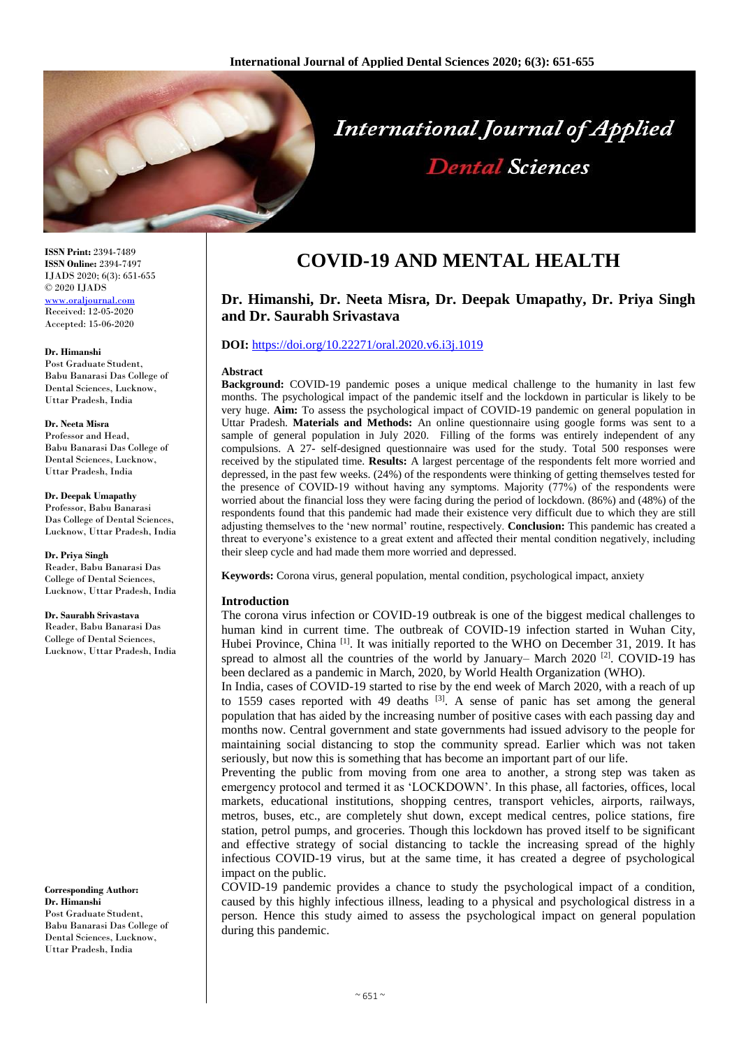# COVID-19 AND MENTAL HEALTH

**Dr. Himanshi, Dr. Neeta Misra, Dr. Deepak Umapathy, Dr. Priya Singh and Dr. Saurabh Srivastava**

**DOI:** https://doi.org/10.22271/oral.2020.v6.i3j.1019

ISSN Print: 2394-7489
ISSN Online: 2394-7497
IJADS 2020; 6(3): 651-655
© 2020 IJADS
www.oraljournal.com
Received: 12-05-2020
Accepted: 15-06-2020

**Dr. Himanshi**
Post Graduate Student, Babu Banarasi Das College of Dental Sciences, Lucknow, Uttar Pradesh, India

**Dr. Neeta Misra**
Professor and Head, Babu Banarasi Das College of Dental Sciences, Lucknow, Uttar Pradesh, India

**Dr. Deepak Umapathy**
Professor, Babu Banarasi Das College of Dental Sciences, Lucknow, Uttar Pradesh, India

**Dr. Priya Singh**
Reader, Babu Banarasi Das College of Dental Sciences, Lucknow, Uttar Pradesh, India

**Dr. Saurabh Srivastava**
Reader, Babu Banarasi Das College of Dental Sciences, Lucknow, Uttar Pradesh, India

**Corresponding Author:**
**Dr. Himanshi**
Post Graduate Student, Babu Banarasi Das College of Dental Sciences, Lucknow, Uttar Pradesh, India

## Abstract

**Background:** COVID-19 pandemic poses a unique medical challenge to the humanity in last few months. The psychological impact of the pandemic itself and the lockdown in particular is likely to be very huge. **Aim:** To assess the psychological impact of COVID-19 pandemic on general population in Uttar Pradesh. **Materials and Methods:** An online questionnaire using google forms was sent to a sample of general population in July 2020. Filling of the forms was entirely independent of any compulsions. A 27- self-designed questionnaire was used for the study. Total 500 responses were received by the stipulated time. **Results:** A largest percentage of the respondents felt more worried and depressed, in the past few weeks. (24%) of the respondents were thinking of getting themselves tested for the presence of COVID-19 without having any symptoms. Majority (77%) of the respondents were worried about the financial loss they were facing during the period of lockdown. (86%) and (48%) of the respondents found that this pandemic had made their existence very difficult due to which they are still adjusting themselves to the 'new normal' routine, respectively. **Conclusion:** This pandemic has created a threat to everyone's existence to a great extent and affected their mental condition negatively, including their sleep cycle and had made them more worried and depressed.

**Keywords:** Corona virus, general population, mental condition, psychological impact, anxiety

## Introduction

The corona virus infection or COVID-19 outbreak is one of the biggest medical challenges to human kind in current time. The outbreak of COVID-19 infection started in Wuhan City, Hubei Province, China [1]. It was initially reported to the WHO on December 31, 2019. It has spread to almost all the countries of the world by January– March 2020 [2]. COVID-19 has been declared as a pandemic in March, 2020, by World Health Organization (WHO).

In India, cases of COVID-19 started to rise by the end week of March 2020, with a reach of up to 1559 cases reported with 49 deaths [3]. A sense of panic has set among the general population that has aided by the increasing number of positive cases with each passing day and months now. Central government and state governments had issued advisory to the people for maintaining social distancing to stop the community spread. Earlier which was not taken seriously, but now this is something that has become an important part of our life.

Preventing the public from moving from one area to another, a strong step was taken as emergency protocol and termed it as 'LOCKDOWN'. In this phase, all factories, offices, local markets, educational institutions, shopping centres, transport vehicles, airports, railways, metros, buses, etc., are completely shut down, except medical centres, police stations, fire station, petrol pumps, and groceries. Though this lockdown has proved itself to be significant and effective strategy of social distancing to tackle the increasing spread of the highly infectious COVID-19 virus, but at the same time, it has created a degree of psychological impact on the public.

COVID-19 pandemic provides a chance to study the psychological impact of a condition, caused by this highly infectious illness, leading to a physical and psychological distress in a person. Hence this study aimed to assess the psychological impact on general population during this pandemic.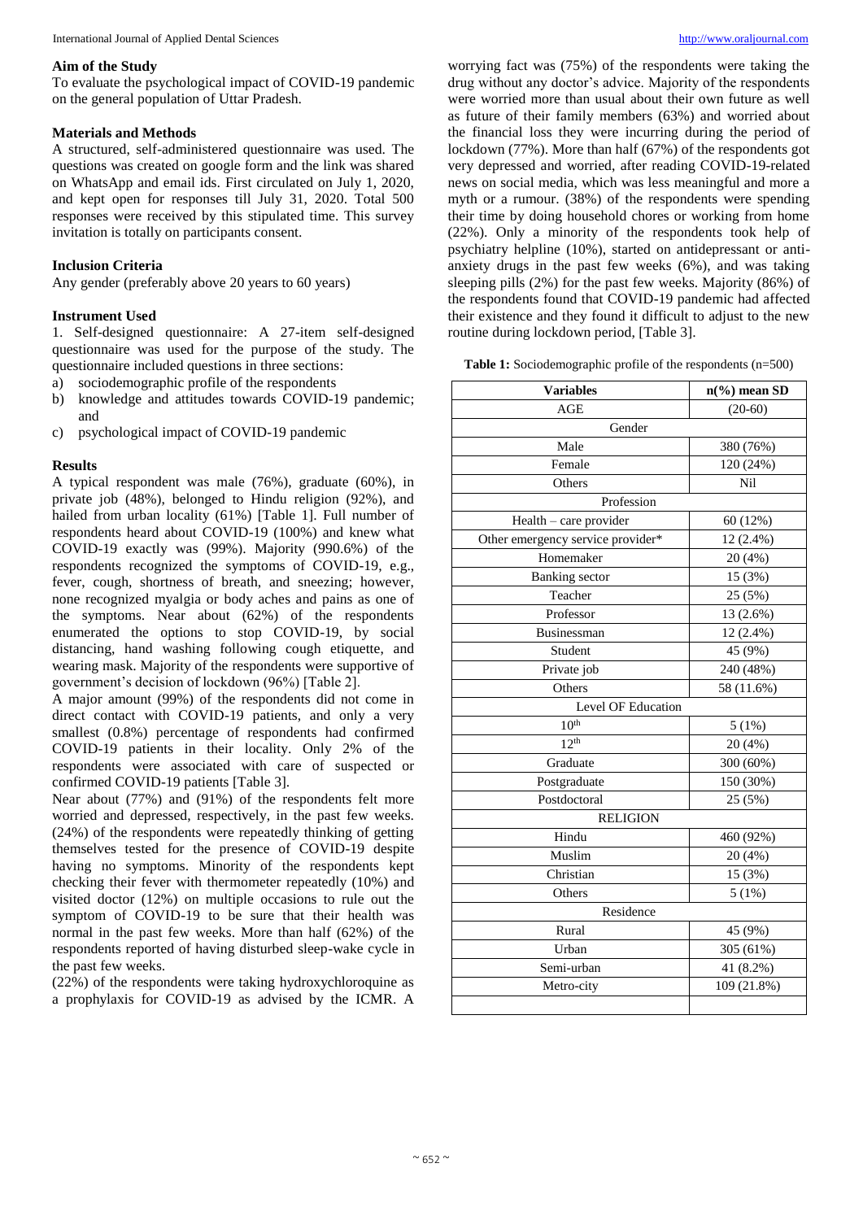## Aim of the Study

To evaluate the psychological impact of COVID-19 pandemic on the general population of Uttar Pradesh.

## Materials and Methods

A structured, self-administered questionnaire was used. The questions was created on google form and the link was shared on WhatsApp and email ids. First circulated on July 1, 2020, and kept open for responses till July 31, 2020. Total 500 responses were received by this stipulated time. This survey invitation is totally on participants consent.

### Inclusion Criteria

Any gender (preferably above 20 years to 60 years)

### Instrument Used

1. Self-designed questionnaire: A 27-item self-designed questionnaire was used for the purpose of the study. The questionnaire included questions in three sections:

a) sociodemographic profile of the respondents
b) knowledge and attitudes towards COVID-19 pandemic; and
c) psychological impact of COVID-19 pandemic

## Results

A typical respondent was male (76%), graduate (60%), in private job (48%), belonged to Hindu religion (92%), and hailed from urban locality (61%) [Table 1]. Full number of respondents heard about COVID-19 (100%) and knew what COVID-19 exactly was (99%). Majority (990.6%) of the respondents recognized the symptoms of COVID-19, e.g., fever, cough, shortness of breath, and sneezing; however, none recognized myalgia or body aches and pains as one of the symptoms. Near about (62%) of the respondents enumerated the options to stop COVID-19, by social distancing, hand washing following cough etiquette, and wearing mask. Majority of the respondents were supportive of government's decision of lockdown (96%) [Table 2].

A major amount (99%) of the respondents did not come in direct contact with COVID-19 patients, and only a very smallest (0.8%) percentage of respondents had confirmed COVID-19 patients in their locality. Only 2% of the respondents were associated with care of suspected or confirmed COVID-19 patients [Table 3].

Near about (77%) and (91%) of the respondents felt more worried and depressed, respectively, in the past few weeks. (24%) of the respondents were repeatedly thinking of getting themselves tested for the presence of COVID-19 despite having no symptoms. Minority of the respondents kept checking their fever with thermometer repeatedly (10%) and visited doctor (12%) on multiple occasions to rule out the symptom of COVID-19 to be sure that their health was normal in the past few weeks. More than half (62%) of the respondents reported of having disturbed sleep-wake cycle in the past few weeks.

(22%) of the respondents were taking hydroxychloroquine as a prophylaxis for COVID-19 as advised by the ICMR. A worrying fact was (75%) of the respondents were taking the drug without any doctor's advice. Majority of the respondents were worried more than usual about their own future as well as future of their family members (63%) and worried about the financial loss they were incurring during the period of lockdown (77%). More than half (67%) of the respondents got very depressed and worried, after reading COVID-19-related news on social media, which was less meaningful and more a myth or a rumour. (38%) of the respondents were spending their time by doing household chores or working from home (22%). Only a minority of the respondents took help of psychiatry helpline (10%), started on antidepressant or anti-anxiety drugs in the past few weeks (6%), and was taking sleeping pills (2%) for the past few weeks. Majority (86%) of the respondents found that COVID-19 pandemic had affected their existence and they found it difficult to adjust to the new routine during lockdown period, [Table 3].

**Table 1:** Sociodemographic profile of the respondents (n=500)

| Variables | n(%) mean SD |
|---|---|
| AGE | (20-60) |
| Gender | |
| Male | 380 (76%) |
| Female | 120 (24%) |
| Others | Nil |
| Profession | |
| Health – care provider | 60 (12%) |
| Other emergency service provider* | 12 (2.4%) |
| Homemaker | 20 (4%) |
| Banking sector | 15 (3%) |
| Teacher | 25 (5%) |
| Professor | 13 (2.6%) |
| Businessman | 12 (2.4%) |
| Student | 45 (9%) |
| Private job | 240 (48%) |
| Others | 58 (11.6%) |
| Level OF Education | |
| $10^{th}$ | 5 (1%) |
| $12^{th}$ | 20 (4%) |
| Graduate | 300 (60%) |
| Postgraduate | 150 (30%) |
| Postdoctoral | 25 (5%) |
| RELIGION | |
| Hindu | 460 (92%) |
| Muslim | 20 (4%) |
| Christian | 15 (3%) |
| Others | 5 (1%) |
| Residence | |
| Rural | 45 (9%) |
| Urban | 305 (61%) |
| Semi-urban | 41 (8.2%) |
| Metro-city | 109 (21.8%) |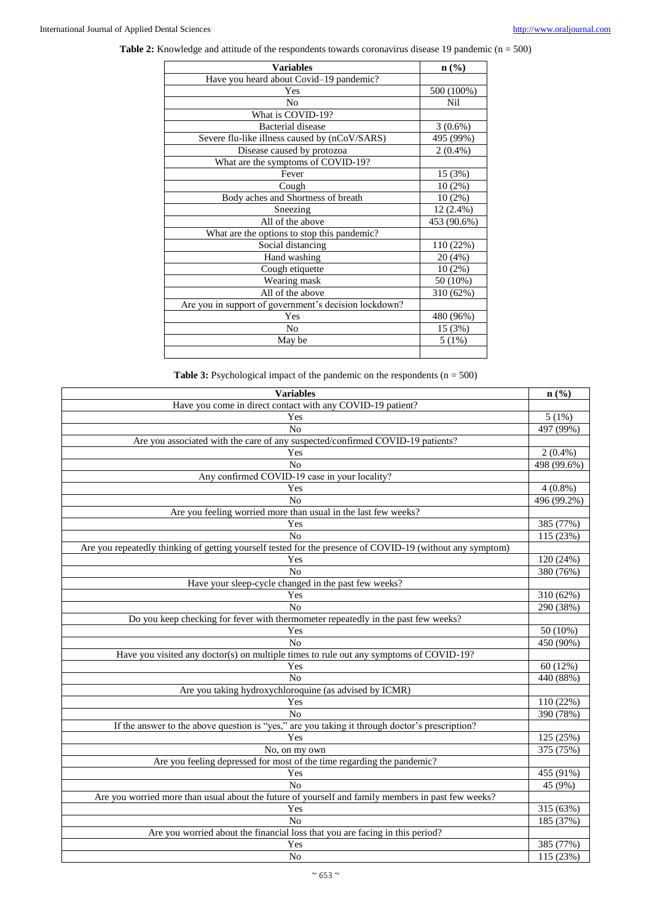**Table 2:** Knowledge and attitude of the respondents towards coronavirus disease 19 pandemic (n = 500)

| Variables | n (%) |
|---|---|
| Have you heard about Covid–19 pandemic? | |
| Yes | 500 (100%) |
| No | Nil |
| What is COVID-19? | |
| Bacterial disease | 3 (0.6%) |
| Severe flu-like illness caused by (nCoV/SARS) | 495 (99%) |
| Disease caused by protozoa | 2 (0.4%) |
| What are the symptoms of COVID-19? | |
| Fever | 15 (3%) |
| Cough | 10 (2%) |
| Body aches and Shortness of breath | 10 (2%) |
| Sneezing | 12 (2.4%) |
| All of the above | 453 (90.6%) |
| What are the options to stop this pandemic? | |
| Social distancing | 110 (22%) |
| Hand washing | 20 (4%) |
| Cough etiquette | 10 (2%) |
| Wearing mask | 50 (10%) |
| All of the above | 310 (62%) |
| Are you in support of government's decision lockdown? | |
| Yes | 480 (96%) |
| No | 15 (3%) |
| May be | 5 (1%) |

**Table 3:** Psychological impact of the pandemic on the respondents (n = 500)

| Variables | n (%) |
|---|---|
| Have you come in direct contact with any COVID-19 patient? | |
| Yes | 5 (1%) |
| No | 497 (99%) |
| Are you associated with the care of any suspected/confirmed COVID-19 patients? | |
| Yes | 2 (0.4%) |
| No | 498 (99.6%) |
| Any confirmed COVID-19 case in your locality? | |
| Yes | 4 (0.8%) |
| No | 496 (99.2%) |
| Are you feeling worried more than usual in the last few weeks? | |
| Yes | 385 (77%) |
| No | 115 (23%) |
| Are you repeatedly thinking of getting yourself tested for the presence of COVID-19 (without any symptom) | |
| Yes | 120 (24%) |
| No | 380 (76%) |
| Have your sleep-cycle changed in the past few weeks? | |
| Yes | 310 (62%) |
| No | 290 (38%) |
| Do you keep checking for fever with thermometer repeatedly in the past few weeks? | |
| Yes | 50 (10%) |
| No | 450 (90%) |
| Have you visited any doctor(s) on multiple times to rule out any symptoms of COVID-19? | |
| Yes | 60 (12%) |
| No | 440 (88%) |
| Are you taking hydroxychloroquine (as advised by ICMR) | |
| Yes | 110 (22%) |
| No | 390 (78%) |
| If the answer to the above question is "yes," are you taking it through doctor's prescription? | |
| Yes | 125 (25%) |
| No, on my own | 375 (75%) |
| Are you feeling depressed for most of the time regarding the pandemic? | |
| Yes | 455 (91%) |
| No | 45 (9%) |
| Are you worried more than usual about the future of yourself and family members in past few weeks? | |
| Yes | 315 (63%) |
| No | 185 (37%) |
| Are you worried about the financial loss that you are facing in this period? | |
| Yes | 385 (77%) |
| No | 115 (23%) |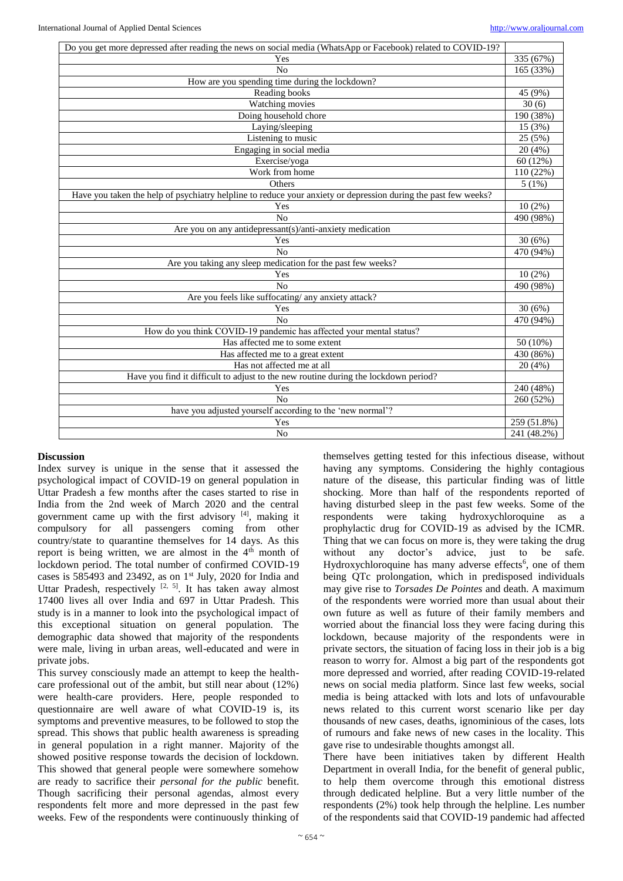| Do you get more depressed after reading the news on social media (WhatsApp or Facebook) related to COVID-19? | |
|---|---|
| Yes | 335 (67%) |
| No | 165 (33%) |
| How are you spending time during the lockdown? | |
| Reading books | 45 (9%) |
| Watching movies | 30 (6) |
| Doing household chore | 190 (38%) |
| Laying/sleeping | 15 (3%) |
| Listening to music | 25 (5%) |
| Engaging in social media | 20 (4%) |
| Exercise/yoga | 60 (12%) |
| Work from home | 110 (22%) |
| Others | 5 (1%) |
| Have you taken the help of psychiatry helpline to reduce your anxiety or depression during the past few weeks? | |
| Yes | 10 (2%) |
| No | 490 (98%) |
| Are you on any antidepressant(s)/anti-anxiety medication | |
| Yes | 30 (6%) |
| No | 470 (94%) |
| Are you taking any sleep medication for the past few weeks? | |
| Yes | 10 (2%) |
| No | 490 (98%) |
| Are you feels like suffocating/ any anxiety attack? | |
| Yes | 30 (6%) |
| No | 470 (94%) |
| How do you think COVID-19 pandemic has affected your mental status? | |
| Has affected me to some extent | 50 (10%) |
| Has affected me to a great extent | 430 (86%) |
| Has not affected me at all | 20 (4%) |
| Have you find it difficult to adjust to the new routine during the lockdown period? | |
| Yes | 240 (48%) |
| No | 260 (52%) |
| have you adjusted yourself according to the 'new normal'? | |
| Yes | 259 (51.8%) |
| No | 241 (48.2%) |

## Discussion

Index survey is unique in the sense that it assessed the psychological impact of COVID-19 on general population in Uttar Pradesh a few months after the cases started to rise in India from the 2nd week of March 2020 and the central government came up with the first advisory [4], making it compulsory for all passengers coming from other country/state to quarantine themselves for 14 days. As this report is being written, we are almost in the 4th month of lockdown period. The total number of confirmed COVID-19 cases is 585493 and 23492, as on 1st July, 2020 for India and Uttar Pradesh, respectively [2, 5]. It has taken away almost 17400 lives all over India and 697 in Uttar Pradesh. This study is in a manner to look into the psychological impact of this exceptional situation on general population. The demographic data showed that majority of the respondents were male, living in urban areas, well-educated and were in private jobs.

This survey consciously made an attempt to keep the health-care professional out of the ambit, but still near about (12%) were health-care providers. Here, people responded to questionnaire are well aware of what COVID-19 is, its symptoms and preventive measures, to be followed to stop the spread. This shows that public health awareness is spreading in general population in a right manner. Majority of the showed positive response towards the decision of lockdown. This showed that general people were somewhere somehow are ready to sacrifice their *personal for the public* benefit. Though sacrificing their personal agendas, almost every respondents felt more and more depressed in the past few weeks. Few of the respondents were continuously thinking of themselves getting tested for this infectious disease, without having any symptoms. Considering the highly contagious nature of the disease, this particular finding was of little shocking. More than half of the respondents reported of having disturbed sleep in the past few weeks. Some of the respondents were taking hydroxychloroquine as a prophylactic drug for COVID-19 as advised by the ICMR. Thing that we can focus on more is, they were taking the drug without any doctor's advice, just to be safe. Hydroxychloroquine has many adverse effects[6], one of them being QTc prolongation, which in predisposed individuals may give rise to *Torsades De Pointes* and death. A maximum of the respondents were worried more than usual about their own future as well as future of their family members and worried about the financial loss they were facing during this lockdown, because majority of the respondents were in private sectors, the situation of facing loss in their job is a big reason to worry for. Almost a big part of the respondents got more depressed and worried, after reading COVID-19-related news on social media platform. Since last few weeks, social media is being attacked with lots and lots of unfavourable news related to this current worst scenario like per day thousands of new cases, deaths, ignominious of the cases, lots of rumours and fake news of new cases in the locality. This gave rise to undesirable thoughts amongst all.

There have been initiatives taken by different Health Department in overall India, for the benefit of general public, to help them overcome through this emotional distress through dedicated helpline. But a very little number of the respondents (2%) took help through the helpline. Les number of the respondents said that COVID-19 pandemic had affected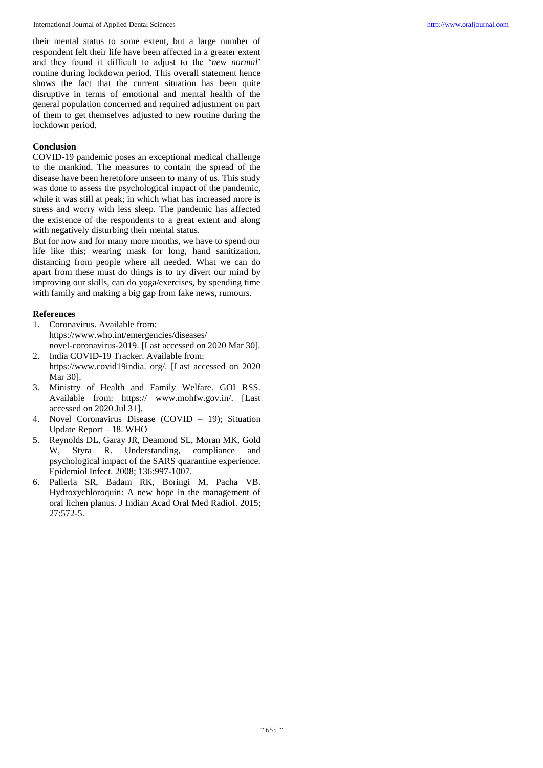their mental status to some extent, but a large number of respondent felt their life have been affected in a greater extent and they found it difficult to adjust to the '*new normal*' routine during lockdown period. This overall statement hence shows the fact that the current situation has been quite disruptive in terms of emotional and mental health of the general population concerned and required adjustment on part of them to get themselves adjusted to new routine during the lockdown period.

## Conclusion

COVID-19 pandemic poses an exceptional medical challenge to the mankind. The measures to contain the spread of the disease have been heretofore unseen to many of us. This study was done to assess the psychological impact of the pandemic, while it was still at peak; in which what has increased more is stress and worry with less sleep. The pandemic has affected the existence of the respondents to a great extent and along with negatively disturbing their mental status.

But for now and for many more months, we have to spend our life like this; wearing mask for long, hand sanitization, distancing from people where all needed. What we can do apart from these must do things is to try divert our mind by improving our skills, can do yoga/exercises, by spending time with family and making a big gap from fake news, rumours.

## References

1. Coronavirus. Available from: https://www.who.int/emergencies/diseases/novel-coronavirus-2019. [Last accessed on 2020 Mar 30].
2. India COVID-19 Tracker. Available from: https://www.covid19india. org/. [Last accessed on 2020 Mar 30].
3. Ministry of Health and Family Welfare. GOI RSS. Available from: https:// www.mohfw.gov.in/. [Last accessed on 2020 Jul 31].
4. Novel Coronavirus Disease (COVID – 19); Situation Update Report – 18. WHO
5. Reynolds DL, Garay JR, Deamond SL, Moran MK, Gold W, Styra R. Understanding, compliance and psychological impact of the SARS quarantine experience. Epidemiol Infect. 2008; 136:997-1007.
6. Pallerla SR, Badam RK, Boringi M, Pacha VB. Hydroxychloroquin: A new hope in the management of oral lichen planus. J Indian Acad Oral Med Radiol. 2015; 27:572-5.